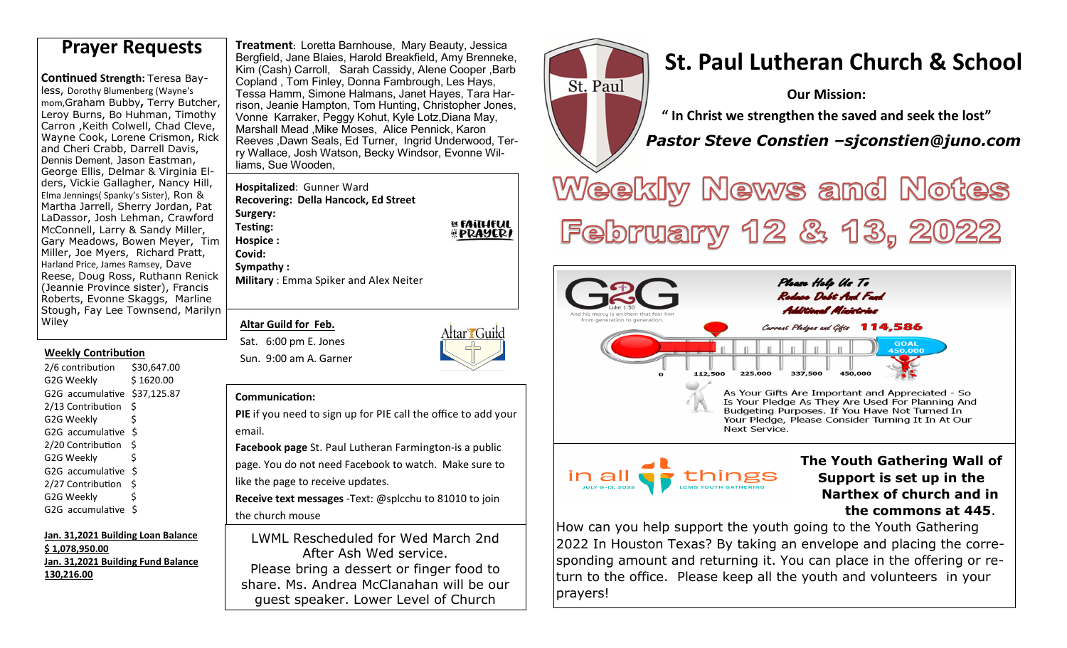# St. Paul Lutheran Church & School

**Our Mission:**

**" In Christ we strengthen the saved and seek the lost"**

***Pastor Steve Constien –sjconstien@juno.com***

# Weekly News and Notes February 12 & 13, 2022

## Prayer Requests

**Continued Strength:** Teresa Bayless, Dorothy Blumenberg (Wayne's mom,Graham Bubby**,** Terry Butcher, Leroy Burns, Bo Huhman, Timothy Carron ,Keith Colwell, Chad Cleve, Wayne Cook, Lorene Crismon, Rick and Cheri Crabb, Darrell Davis, Dennis Dement, Jason Eastman, George Ellis, Delmar & Virginia Elders, Vickie Gallagher, Nancy Hill, Elma Jennings( Spanky's Sister), Ron & Martha Jarrell, Sherry Jordan, Pat LaDassor, Josh Lehman, Crawford McConnell, Larry & Sandy Miller, Gary Meadows, Bowen Meyer, Tim Miller, Joe Myers, Richard Pratt, Harland Price, James Ramsey, Dave Reese, Doug Ross, Ruthann Renick (Jeannie Province sister), Francis Roberts, Evonne Skaggs, Marline Stough, Fay Lee Townsend, Marilyn Wiley

**Treatment**: Loretta Barnhouse, Mary Beauty, Jessica Bergfield, Jane Blaies, Harold Breakfield, Amy Brenneke, Kim (Cash) Carroll, Sarah Cassidy, Alene Cooper ,Barb Copland , Tom Finley, Donna Fambrough, Les Hays, Tessa Hamm, Simone Halmans, Janet Hayes, Tara Harrison, Jeanie Hampton, Tom Hunting, Christopher Jones, Vonne Karraker, Peggy Kohut, Kyle Lotz,Diana May, Marshall Mead ,Mike Moses, Alice Pennick, Karon Reeves ,Dawn Seals, Ed Turner, Ingrid Underwood, Terry Wallace, Josh Watson, Becky Windsor, Evonne Williams, Sue Wooden,

**Hospitalized**: Gunner Ward
**Recovering: Della Hancock, Ed Street**
**Surgery:**
**Testing:**
**Hospice :**
**Covid:**
**Sympathy :**
**Military** : Emma Spiker and Alex Neiter

BE FAITHFUL IN PRAYER!

### Weekly Contribution

| | |
|---|---|
| 2/6 contribution | $30,647.00 |
| G2G Weekly | $ 1620.00 |
| G2G accumulative | $37,125.87 |
| 2/13 Contribution | $ |
| G2G Weekly | $ |
| G2G accumulative | $ |
| 2/20 Contribution | $ |
| G2G Weekly | $ |
| G2G accumulative | $ |
| 2/27 Contribution | $ |
| G2G Weekly | $ |
| G2G accumulative | $ |

**Jan. 31,2021 Building Loan Balance**
**$ 1,078,950.00**
**Jan. 31,2021 Building Fund Balance**
**130,216.00**

### Altar Guild for Feb.

Sat. 6:00 pm E. Jones
Sun. 9:00 am A. Garner

**Communication:**

**PIE** if you need to sign up for PIE call the office to add your email.

**Facebook page** St. Paul Lutheran Farmington-is a public page. You do not need Facebook to watch. Make sure to like the page to receive updates.

**Receive text messages** -Text: @splcchu to 81010 to join the church mouse

LWML Rescheduled for Wed March 2nd After Ash Wed service.
Please bring a dessert or finger food to share. Ms. Andrea McClanahan will be our guest speaker. Lower Level of Church

G2G — Luke 1:50 And his mercy is on them that fear him from generation to generation.

*Please Help Us To Reduce Debt And Fund Additional Ministries*

*Current Pledges and Gifts* **114,586**

GOAL 450,000

0 — 112,500 — 225,000 — 337,500 — 450,000

As Your Gifts Are Important and Appreciated - So Is Your Pledge As They Are Used For Planning And Budgeting Purposes. If You Have Not Turned In Your Pledge, Please Consider Turning It In At Our Next Service.

in all things — JULY 9-13, 2022 — LCMS YOUTH GATHERING

**The Youth Gathering Wall of Support is set up in the Narthex of church and in the commons at 445**.

How can you help support the youth going to the Youth Gathering 2022 In Houston Texas? By taking an envelope and placing the corresponding amount and returning it. You can place in the offering or return to the office. Please keep all the youth and volunteers in your prayers!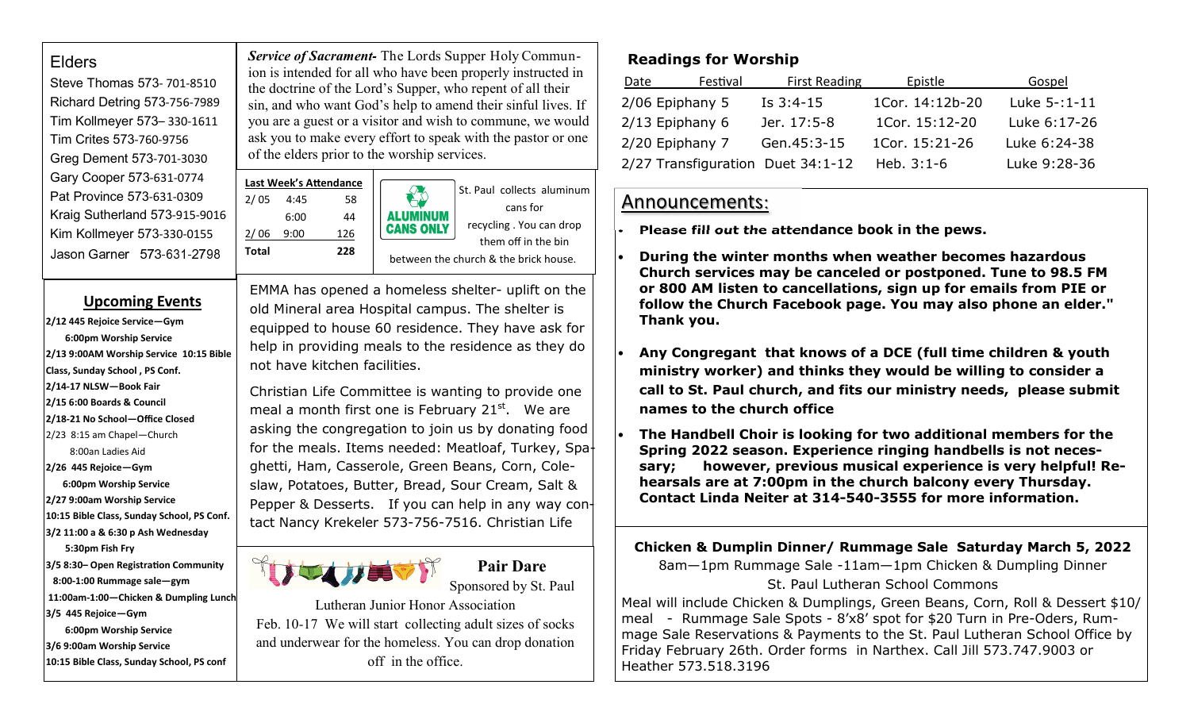## Elders

Steve Thomas 573- 701-8510
Richard Detring 573-756-7989
Tim Kollmeyer 573– 330-1611
Tim Crites 573-760-9756
Greg Dement 573-701-3030
Gary Cooper 573-631-0774
Pat Province 573-631-0309
Kraig Sutherland 573-915-9016
Kim Kollmeyer 573-330-0155
Jason Garner 573-631-2798

## Upcoming Events

**2/12 445 Rejoice Service—Gym**
**6:00pm Worship Service**
**2/13 9:00AM Worship Service 10:15 Bible Class, Sunday School , PS Conf.**
**2/14-17 NLSW—Book Fair**
**2/15 6:00 Boards & Council**
**2/18-21 No School—Office Closed**
2/23 8:15 am Chapel—Church
8:00an Ladies Aid
**2/26 445 Rejoice—Gym**
**6:00pm Worship Service**
**2/27 9:00am Worship Service**
**10:15 Bible Class, Sunday School, PS Conf.**
**3/2 11:00 a & 6:30 p Ash Wednesday**
**5:30pm Fish Fry**
**3/5 8:30– Open Registration Community**
**8:00-1:00 Rummage sale—gym**
**11:00am-1:00—Chicken & Dumpling Lunch**
**3/5 445 Rejoice—Gym**
**6:00pm Worship Service**
**3/6 9:00am Worship Service**
**10:15 Bible Class, Sunday School, PS conf**

***Service of Sacrament-*** The Lords Supper Holy Communion is intended for all who have been properly instructed in the doctrine of the Lord's Supper, who repent of all their sin, and who want God's help to amend their sinful lives. If you are a guest or a visitor and wish to commune, we would ask you to make every effort to speak with the pastor or one of the elders prior to the worship services.

**Last Week's Attendance**

| | | |
|---|---|---|
| 2/ 05 | 4:45 | 58 |
| | 6:00 | 44 |
| 2/ 06 | 9:00 | 126 |
| **Total** | | **228** |

ALUMINUM CANS ONLY

St. Paul collects aluminum cans for recycling . You can drop them off in the bin between the church & the brick house.

EMMA has opened a homeless shelter- uplift on the old Mineral area Hospital campus. The shelter is equipped to house 60 residence. They have ask for help in providing meals to the residence as they do not have kitchen facilities.

Christian Life Committee is wanting to provide one meal a month first one is February 21st. We are asking the congregation to join us by donating food for the meals. Items needed: Meatloaf, Turkey, Spaghetti, Ham, Casserole, Green Beans, Corn, Coleslaw, Potatoes, Butter, Bread, Sour Cream, Salt & Pepper & Desserts. If you can help in any way contact Nancy Krekeler 573-756-7516. Christian Life

**Pair Dare**
Sponsored by St. Paul Lutheran Junior Honor Association
Feb. 10-17 We will start collecting adult sizes of socks and underwear for the homeless. You can drop donation off in the office.

## Readings for Worship

| Date | Festival | First Reading | Epistle | Gospel |
|---|---|---|---|---|
| 2/06 | Epiphany 5 | Is 3:4-15 | 1Cor. 14:12b-20 | Luke 5-:1-11 |
| 2/13 | Epiphany 6 | Jer. 17:5-8 | 1Cor. 15:12-20 | Luke 6:17-26 |
| 2/20 | Epiphany 7 | Gen.45:3-15 | 1Cor. 15:21-26 | Luke 6:24-38 |
| 2/27 | Transfiguration | Duet 34:1-12 | Heb. 3:1-6 | Luke 9:28-36 |

## Announcements:

- **Please fill out the attendance book in the pews.**
- **During the winter months when weather becomes hazardous Church services may be canceled or postponed. Tune to 98.5 FM or 800 AM listen to cancellations, sign up for emails from PIE or follow the Church Facebook page. You may also phone an elder." Thank you.**
- **Any Congregant that knows of a DCE (full time children & youth ministry worker) and thinks they would be willing to consider a call to St. Paul church, and fits our ministry needs, please submit names to the church office**
- **The Handbell Choir is looking for two additional members for the Spring 2022 season. Experience ringing handbells is not necessary; however, previous musical experience is very helpful! Rehearsals are at 7:00pm in the church balcony every Thursday. Contact Linda Neiter at 314-540-3555 for more information.**

**Chicken & Dumplin Dinner/ Rummage Sale Saturday March 5, 2022**
8am—1pm Rummage Sale -11am—1pm Chicken & Dumpling Dinner
St. Paul Lutheran School Commons
Meal will include Chicken & Dumplings, Green Beans, Corn, Roll & Dessert $10/ meal - Rummage Sale Spots - 8'x8' spot for $20 Turn in Pre-Oders, Rummage Sale Reservations & Payments to the St. Paul Lutheran School Office by Friday February 26th. Order forms in Narthex. Call Jill 573.747.9003 or Heather 573.518.3196